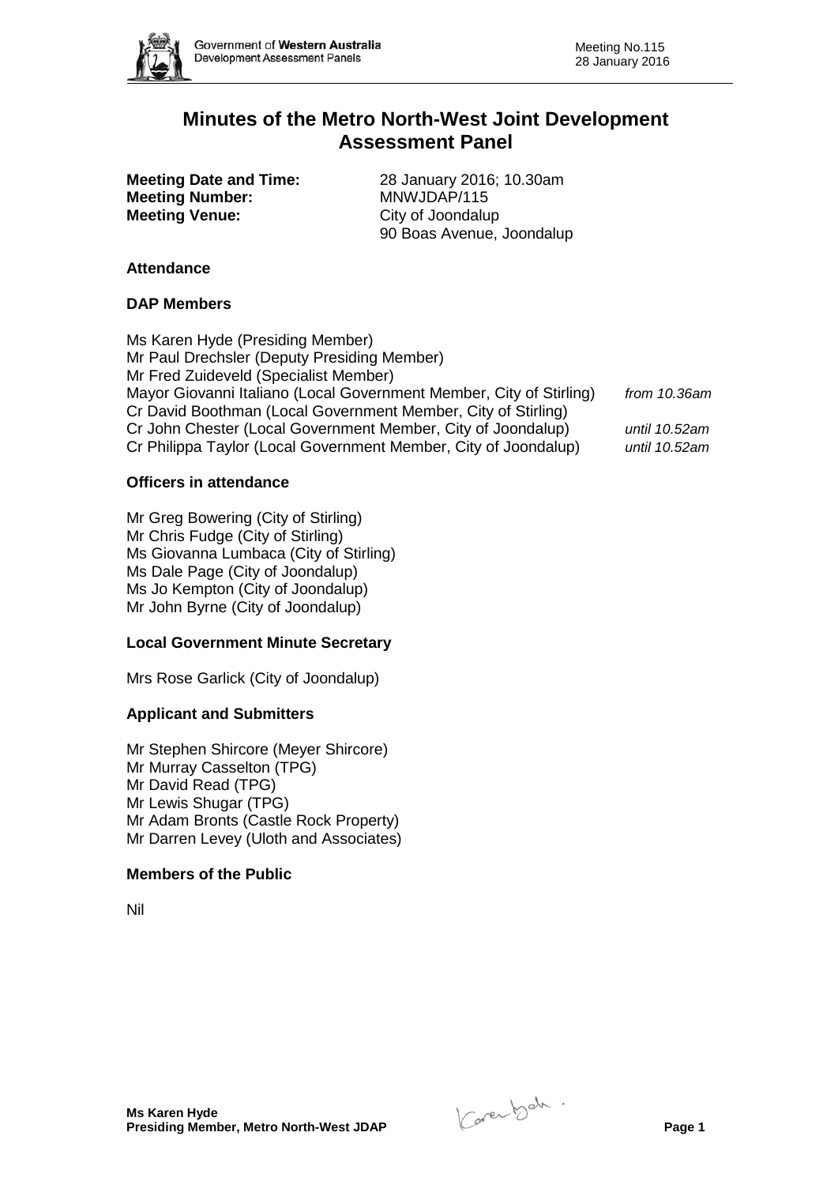# Minutes of the Metro North-West Joint Development Assessment Panel

**Meeting Date and Time:** 28 January 2016; 10.30am
**Meeting Number:** MNWJDAP/115
**Meeting Venue:** City of Joondalup
90 Boas Avenue, Joondalup

### Attendance

### DAP Members

| | |
|---|---|
| Ms Karen Hyde (Presiding Member) | |
| Mr Paul Drechsler (Deputy Presiding Member) | |
| Mr Fred Zuideveld (Specialist Member) | |
| Mayor Giovanni Italiano (Local Government Member, City of Stirling) | *from 10.36am* |
| Cr David Boothman (Local Government Member, City of Stirling) | |
| Cr John Chester (Local Government Member, City of Joondalup) | *until 10.52am* |
| Cr Philippa Taylor (Local Government Member, City of Joondalup) | *until 10.52am* |

### Officers in attendance

Mr Greg Bowering (City of Stirling)
Mr Chris Fudge (City of Stirling)
Ms Giovanna Lumbaca (City of Stirling)
Ms Dale Page (City of Joondalup)
Ms Jo Kempton (City of Joondalup)
Mr John Byrne (City of Joondalup)

### Local Government Minute Secretary

Mrs Rose Garlick (City of Joondalup)

### Applicant and Submitters

Mr Stephen Shircore (Meyer Shircore)
Mr Murray Casselton (TPG)
Mr David Read (TPG)
Mr Lewis Shugar (TPG)
Mr Adam Bronts (Castle Rock Property)
Mr Darren Levey (Uloth and Associates)

### Members of the Public

Nil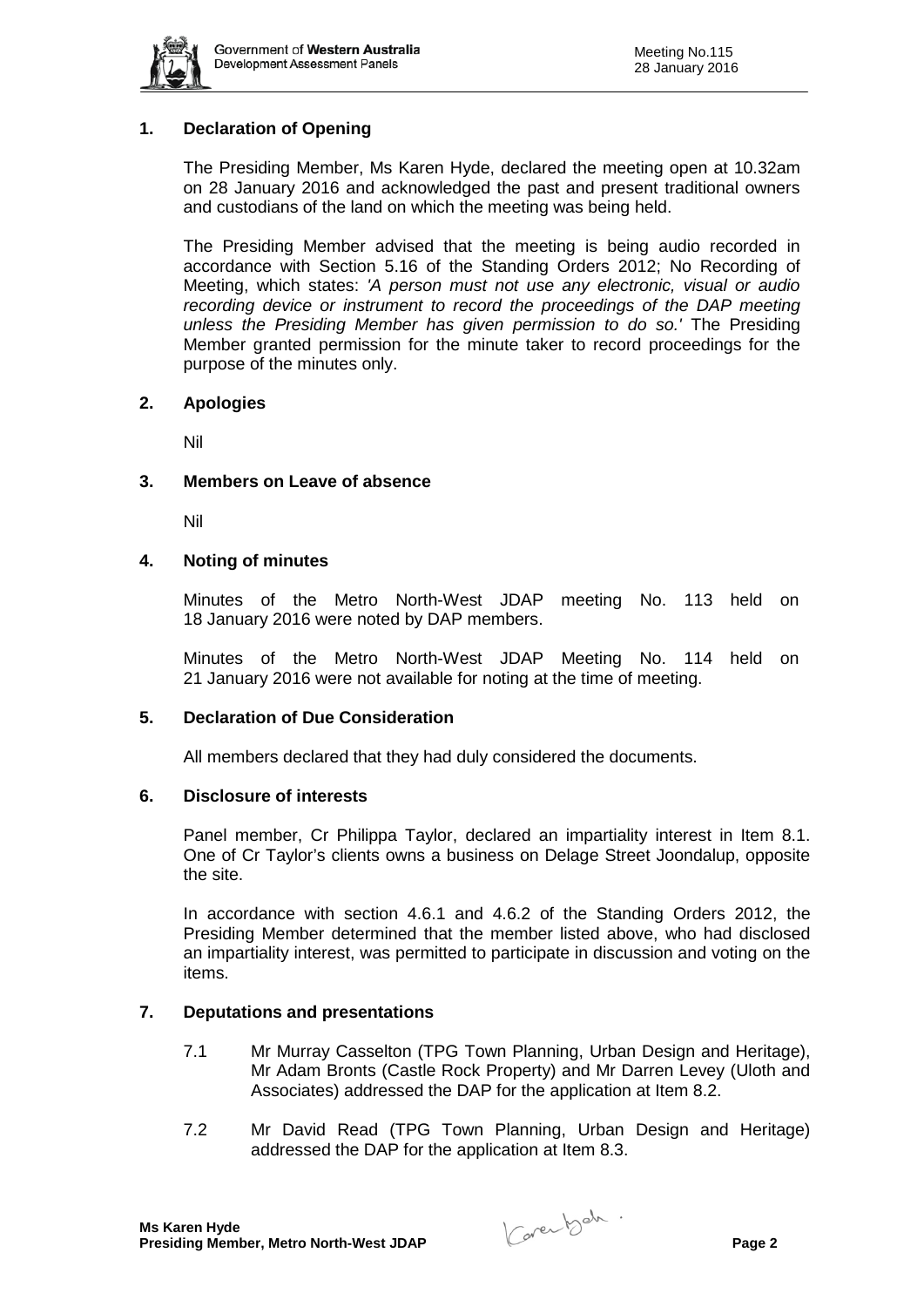## 1. Declaration of Opening

The Presiding Member, Ms Karen Hyde, declared the meeting open at 10.32am on 28 January 2016 and acknowledged the past and present traditional owners and custodians of the land on which the meeting was being held.

The Presiding Member advised that the meeting is being audio recorded in accordance with Section 5.16 of the Standing Orders 2012; No Recording of Meeting, which states: *'A person must not use any electronic, visual or audio recording device or instrument to record the proceedings of the DAP meeting unless the Presiding Member has given permission to do so.'* The Presiding Member granted permission for the minute taker to record proceedings for the purpose of the minutes only.

## 2. Apologies

Nil

## 3. Members on Leave of absence

Nil

## 4. Noting of minutes

Minutes of the Metro North-West JDAP meeting No. 113 held on 18 January 2016 were noted by DAP members.

Minutes of the Metro North-West JDAP Meeting No. 114 held on 21 January 2016 were not available for noting at the time of meeting.

## 5. Declaration of Due Consideration

All members declared that they had duly considered the documents.

## 6. Disclosure of interests

Panel member, Cr Philippa Taylor, declared an impartiality interest in Item 8.1. One of Cr Taylor's clients owns a business on Delage Street Joondalup, opposite the site.

In accordance with section 4.6.1 and 4.6.2 of the Standing Orders 2012, the Presiding Member determined that the member listed above, who had disclosed an impartiality interest, was permitted to participate in discussion and voting on the items.

## 7. Deputations and presentations

7.1 Mr Murray Casselton (TPG Town Planning, Urban Design and Heritage), Mr Adam Bronts (Castle Rock Property) and Mr Darren Levey (Uloth and Associates) addressed the DAP for the application at Item 8.2.

7.2 Mr David Read (TPG Town Planning, Urban Design and Heritage) addressed the DAP for the application at Item 8.3.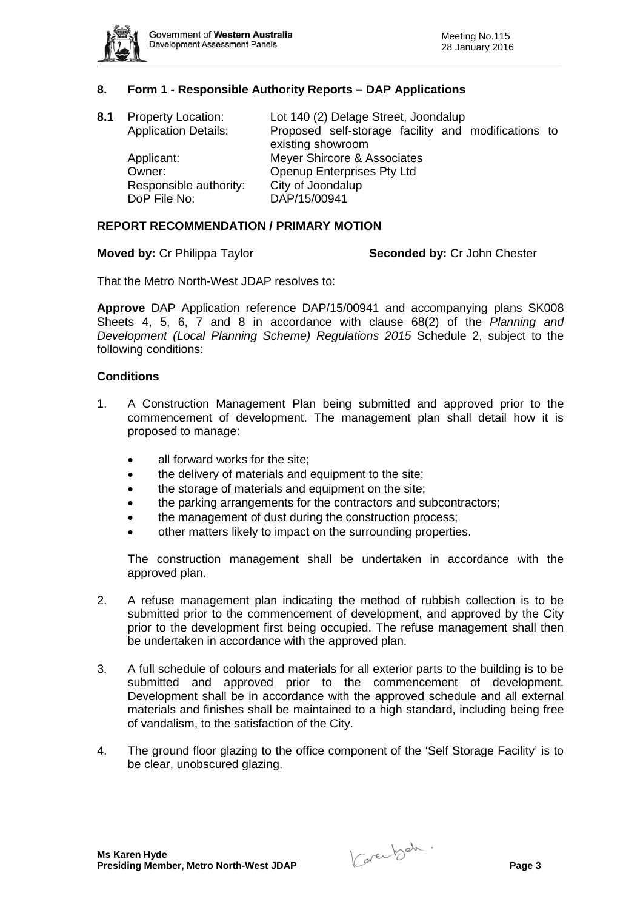## 8. Form 1 - Responsible Authority Reports – DAP Applications

**8.1** Property Location: Lot 140 (2) Delage Street, Joondalup
Application Details: Proposed self-storage facility and modifications to existing showroom
Applicant: Meyer Shircore & Associates
Owner: Openup Enterprises Pty Ltd
Responsible authority: City of Joondalup
DoP File No: DAP/15/00941

### REPORT RECOMMENDATION / PRIMARY MOTION

**Moved by:** Cr Philippa Taylor **Seconded by:** Cr John Chester

That the Metro North-West JDAP resolves to:

**Approve** DAP Application reference DAP/15/00941 and accompanying plans SK008 Sheets 4, 5, 6, 7 and 8 in accordance with clause 68(2) of the *Planning and Development (Local Planning Scheme) Regulations 2015* Schedule 2, subject to the following conditions:

### Conditions

1. A Construction Management Plan being submitted and approved prior to the commencement of development. The management plan shall detail how it is proposed to manage:

   - all forward works for the site;
   - the delivery of materials and equipment to the site;
   - the storage of materials and equipment on the site;
   - the parking arrangements for the contractors and subcontractors;
   - the management of dust during the construction process;
   - other matters likely to impact on the surrounding properties.

   The construction management shall be undertaken in accordance with the approved plan.

2. A refuse management plan indicating the method of rubbish collection is to be submitted prior to the commencement of development, and approved by the City prior to the development first being occupied. The refuse management shall then be undertaken in accordance with the approved plan.

3. A full schedule of colours and materials for all exterior parts to the building is to be submitted and approved prior to the commencement of development. Development shall be in accordance with the approved schedule and all external materials and finishes shall be maintained to a high standard, including being free of vandalism, to the satisfaction of the City.

4. The ground floor glazing to the office component of the 'Self Storage Facility' is to be clear, unobscured glazing.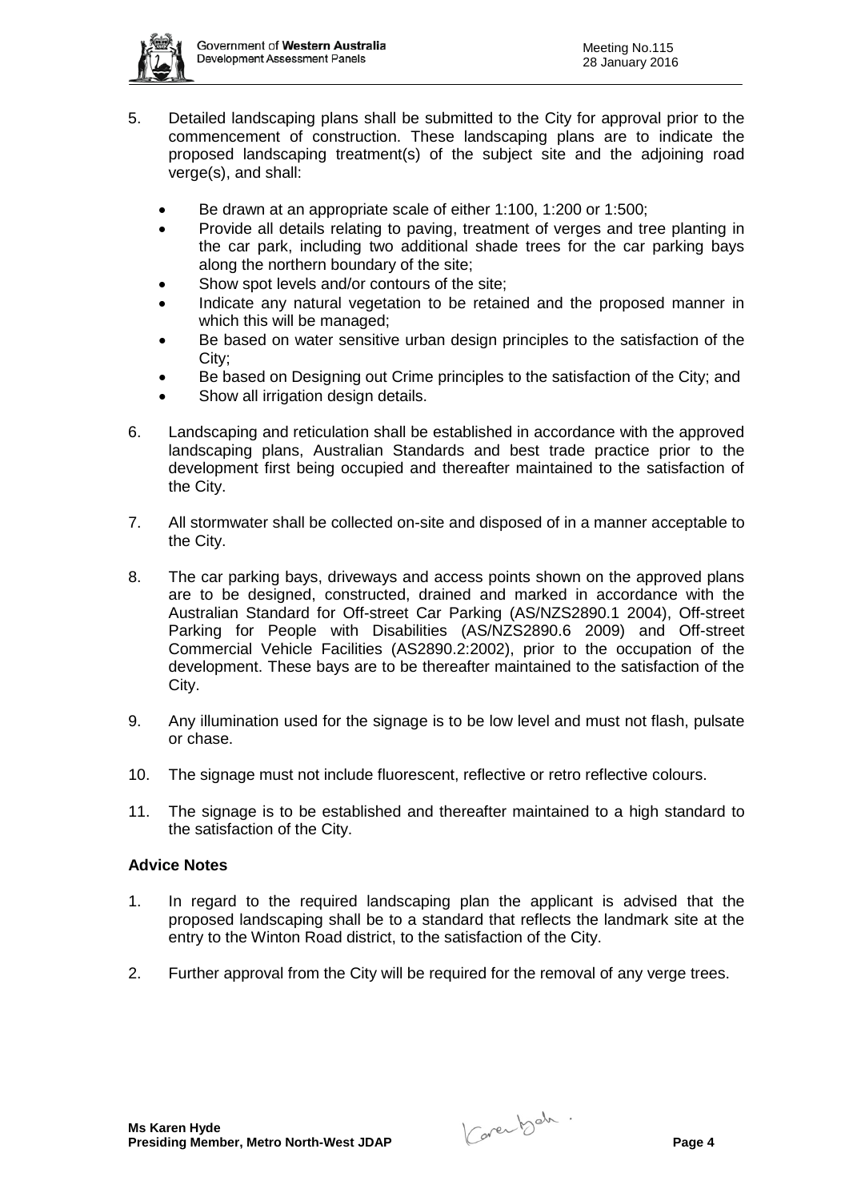5. Detailed landscaping plans shall be submitted to the City for approval prior to the commencement of construction. These landscaping plans are to indicate the proposed landscaping treatment(s) of the subject site and the adjoining road verge(s), and shall:
   - Be drawn at an appropriate scale of either 1:100, 1:200 or 1:500;
   - Provide all details relating to paving, treatment of verges and tree planting in the car park, including two additional shade trees for the car parking bays along the northern boundary of the site;
   - Show spot levels and/or contours of the site;
   - Indicate any natural vegetation to be retained and the proposed manner in which this will be managed;
   - Be based on water sensitive urban design principles to the satisfaction of the City;
   - Be based on Designing out Crime principles to the satisfaction of the City; and
   - Show all irrigation design details.

6. Landscaping and reticulation shall be established in accordance with the approved landscaping plans, Australian Standards and best trade practice prior to the development first being occupied and thereafter maintained to the satisfaction of the City.

7. All stormwater shall be collected on-site and disposed of in a manner acceptable to the City.

8. The car parking bays, driveways and access points shown on the approved plans are to be designed, constructed, drained and marked in accordance with the Australian Standard for Off-street Car Parking (AS/NZS2890.1 2004), Off-street Parking for People with Disabilities (AS/NZS2890.6 2009) and Off-street Commercial Vehicle Facilities (AS2890.2:2002), prior to the occupation of the development. These bays are to be thereafter maintained to the satisfaction of the City.

9. Any illumination used for the signage is to be low level and must not flash, pulsate or chase.

10. The signage must not include fluorescent, reflective or retro reflective colours.

11. The signage is to be established and thereafter maintained to a high standard to the satisfaction of the City.

**Advice Notes**

1. In regard to the required landscaping plan the applicant is advised that the proposed landscaping shall be to a standard that reflects the landmark site at the entry to the Winton Road district, to the satisfaction of the City.

2. Further approval from the City will be required for the removal of any verge trees.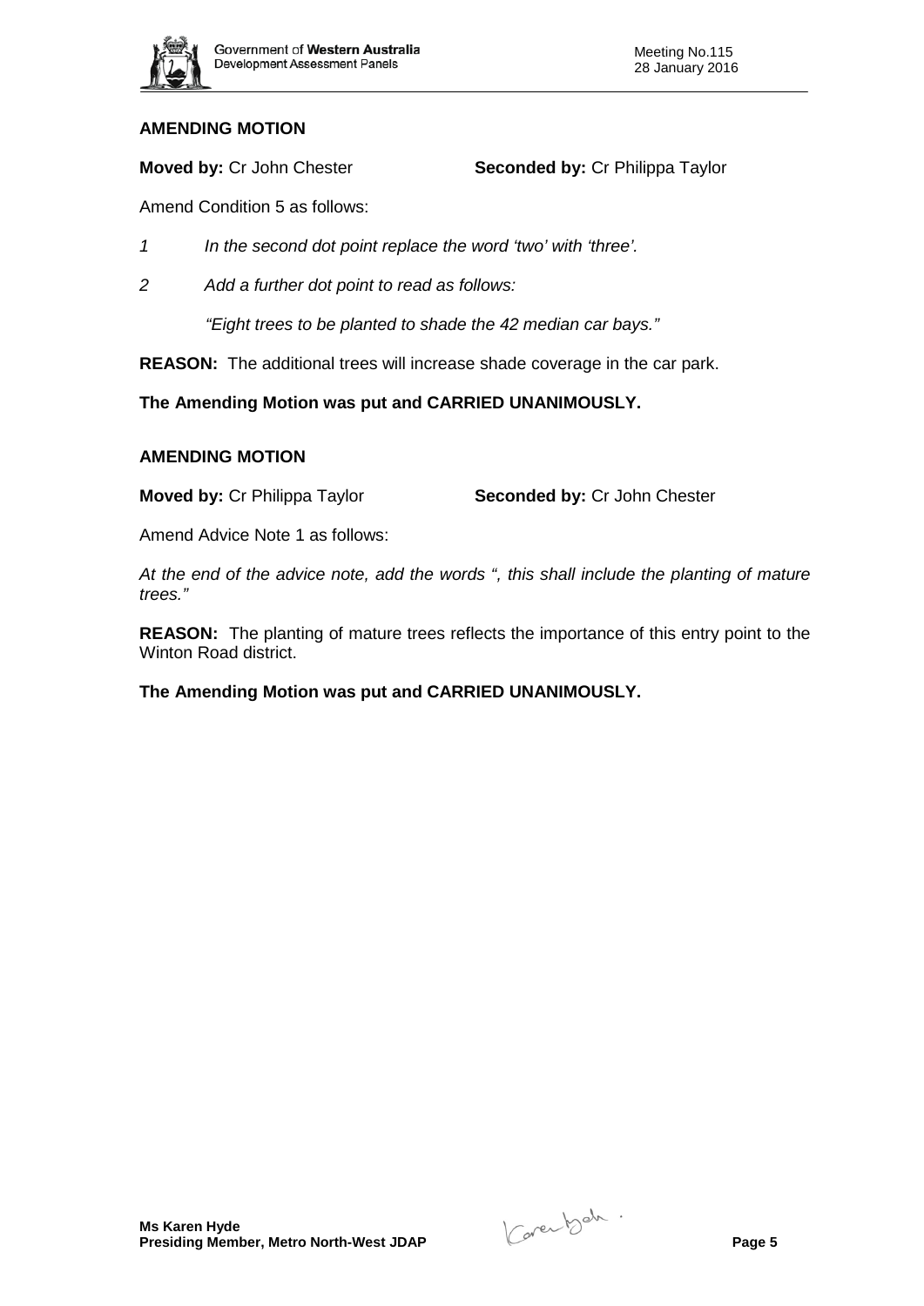**AMENDING MOTION**

**Moved by:** Cr John Chester **Seconded by:** Cr Philippa Taylor

Amend Condition 5 as follows:

1. *In the second dot point replace the word 'two' with 'three'.*
2. *Add a further dot point to read as follows:*

   *"Eight trees to be planted to shade the 42 median car bays."*

**REASON:** The additional trees will increase shade coverage in the car park.

**The Amending Motion was put and CARRIED UNANIMOUSLY.**

**AMENDING MOTION**

**Moved by:** Cr Philippa Taylor **Seconded by:** Cr John Chester

Amend Advice Note 1 as follows:

*At the end of the advice note, add the words ", this shall include the planting of mature trees."*

**REASON:** The planting of mature trees reflects the importance of this entry point to the Winton Road district.

**The Amending Motion was put and CARRIED UNANIMOUSLY.**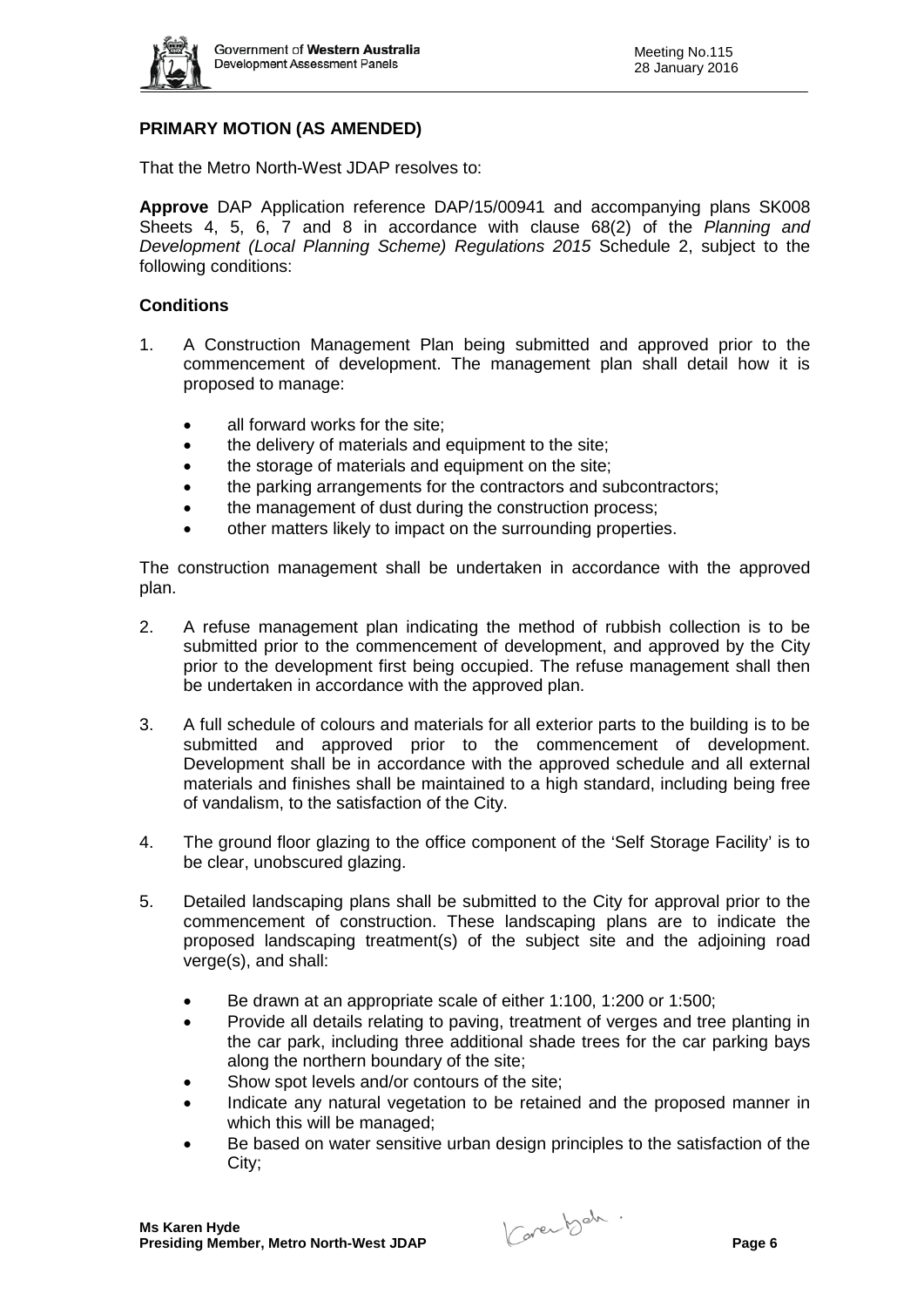**PRIMARY MOTION (AS AMENDED)**

That the Metro North-West JDAP resolves to:

**Approve** DAP Application reference DAP/15/00941 and accompanying plans SK008 Sheets 4, 5, 6, 7 and 8 in accordance with clause 68(2) of the *Planning and Development (Local Planning Scheme) Regulations 2015* Schedule 2, subject to the following conditions:

**Conditions**

1. A Construction Management Plan being submitted and approved prior to the commencement of development. The management plan shall detail how it is proposed to manage:

   - all forward works for the site;
   - the delivery of materials and equipment to the site;
   - the storage of materials and equipment on the site;
   - the parking arrangements for the contractors and subcontractors;
   - the management of dust during the construction process;
   - other matters likely to impact on the surrounding properties.

   The construction management shall be undertaken in accordance with the approved plan.

2. A refuse management plan indicating the method of rubbish collection is to be submitted prior to the commencement of development, and approved by the City prior to the development first being occupied. The refuse management shall then be undertaken in accordance with the approved plan.

3. A full schedule of colours and materials for all exterior parts to the building is to be submitted and approved prior to the commencement of development. Development shall be in accordance with the approved schedule and all external materials and finishes shall be maintained to a high standard, including being free of vandalism, to the satisfaction of the City.

4. The ground floor glazing to the office component of the 'Self Storage Facility' is to be clear, unobscured glazing.

5. Detailed landscaping plans shall be submitted to the City for approval prior to the commencement of construction. These landscaping plans are to indicate the proposed landscaping treatment(s) of the subject site and the adjoining road verge(s), and shall:

   - Be drawn at an appropriate scale of either 1:100, 1:200 or 1:500;
   - Provide all details relating to paving, treatment of verges and tree planting in the car park, including three additional shade trees for the car parking bays along the northern boundary of the site;
   - Show spot levels and/or contours of the site;
   - Indicate any natural vegetation to be retained and the proposed manner in which this will be managed;
   - Be based on water sensitive urban design principles to the satisfaction of the City;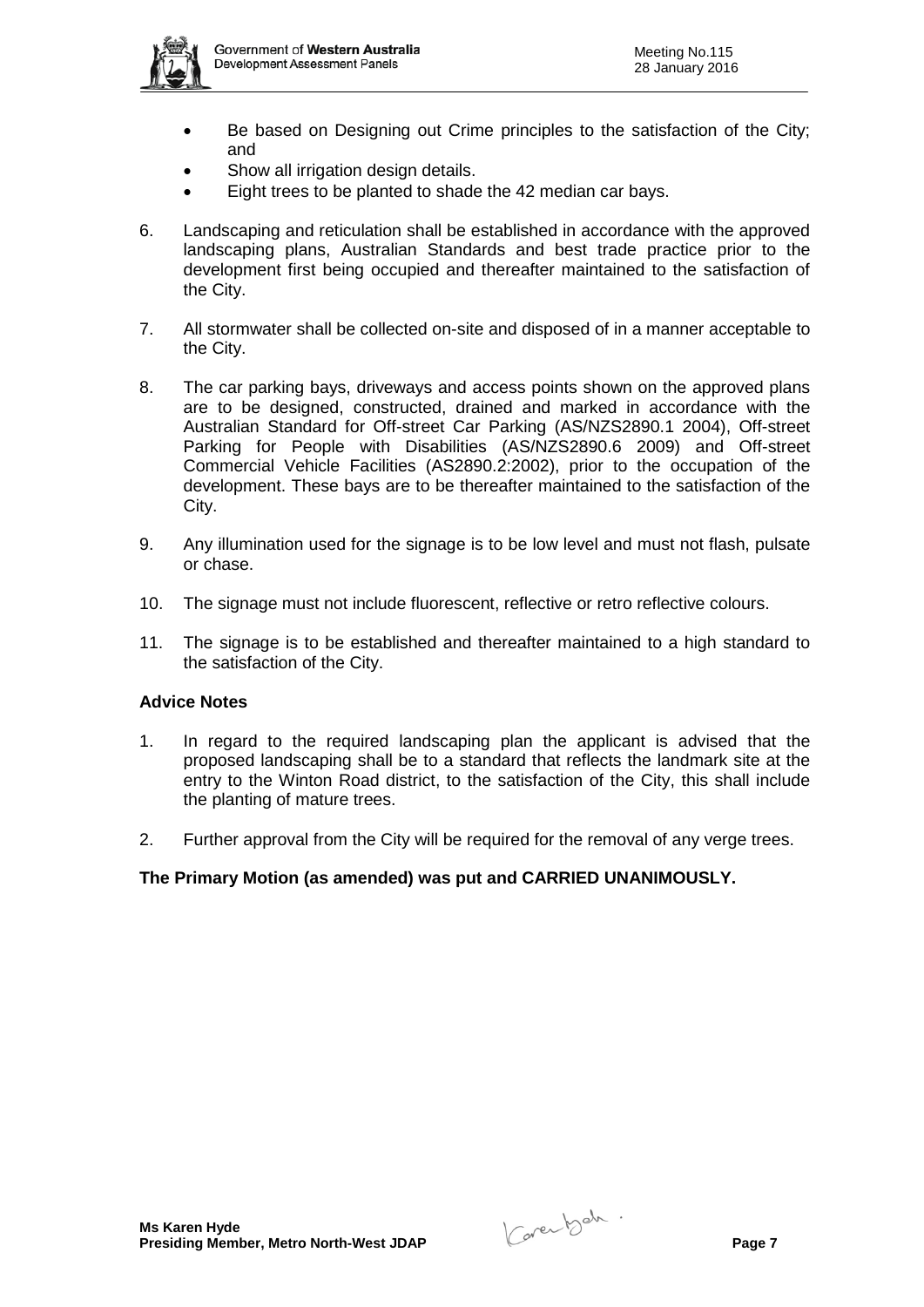- Be based on Designing out Crime principles to the satisfaction of the City; and
- Show all irrigation design details.
- Eight trees to be planted to shade the 42 median car bays.

6. Landscaping and reticulation shall be established in accordance with the approved landscaping plans, Australian Standards and best trade practice prior to the development first being occupied and thereafter maintained to the satisfaction of the City.

7. All stormwater shall be collected on-site and disposed of in a manner acceptable to the City.

8. The car parking bays, driveways and access points shown on the approved plans are to be designed, constructed, drained and marked in accordance with the Australian Standard for Off-street Car Parking (AS/NZS2890.1 2004), Off-street Parking for People with Disabilities (AS/NZS2890.6 2009) and Off-street Commercial Vehicle Facilities (AS2890.2:2002), prior to the occupation of the development. These bays are to be thereafter maintained to the satisfaction of the City.

9. Any illumination used for the signage is to be low level and must not flash, pulsate or chase.

10. The signage must not include fluorescent, reflective or retro reflective colours.

11. The signage is to be established and thereafter maintained to a high standard to the satisfaction of the City.

**Advice Notes**

1. In regard to the required landscaping plan the applicant is advised that the proposed landscaping shall be to a standard that reflects the landmark site at the entry to the Winton Road district, to the satisfaction of the City, this shall include the planting of mature trees.

2. Further approval from the City will be required for the removal of any verge trees.

**The Primary Motion (as amended) was put and CARRIED UNANIMOUSLY.**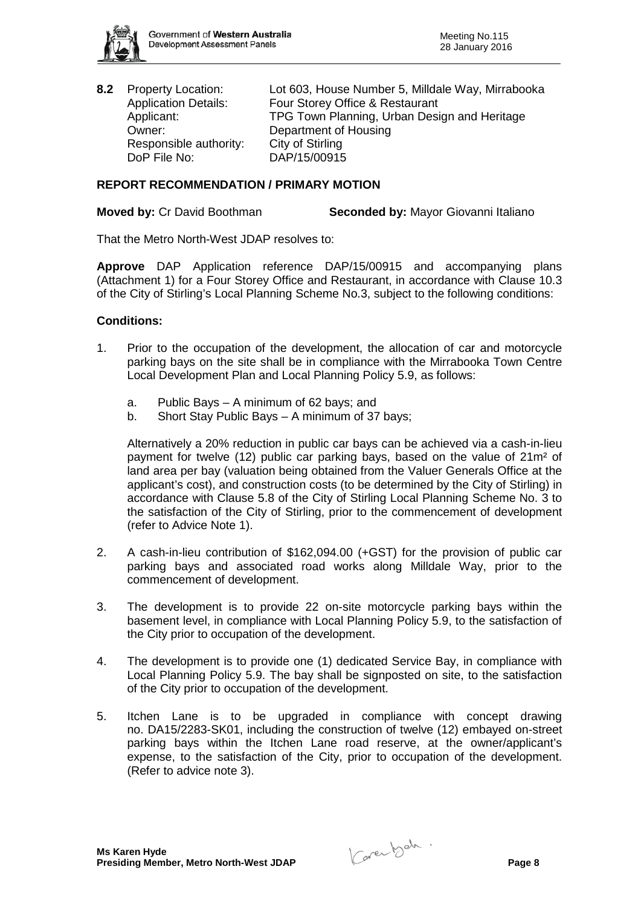**8.2** Property Location: Lot 603, House Number 5, Milldale Way, Mirrabooka
Application Details: Four Storey Office & Restaurant
Applicant: TPG Town Planning, Urban Design and Heritage
Owner: Department of Housing
Responsible authority: City of Stirling
DoP File No: DAP/15/00915

**REPORT RECOMMENDATION / PRIMARY MOTION**

**Moved by:** Cr David Boothman **Seconded by:** Mayor Giovanni Italiano

That the Metro North-West JDAP resolves to:

**Approve** DAP Application reference DAP/15/00915 and accompanying plans (Attachment 1) for a Four Storey Office and Restaurant, in accordance with Clause 10.3 of the City of Stirling's Local Planning Scheme No.3, subject to the following conditions:

**Conditions:**

1. Prior to the occupation of the development, the allocation of car and motorcycle parking bays on the site shall be in compliance with the Mirrabooka Town Centre Local Development Plan and Local Planning Policy 5.9, as follows:

   a. Public Bays – A minimum of 62 bays; and
   b. Short Stay Public Bays – A minimum of 37 bays;

   Alternatively a 20% reduction in public car bays can be achieved via a cash-in-lieu payment for twelve (12) public car parking bays, based on the value of 21m² of land area per bay (valuation being obtained from the Valuer Generals Office at the applicant's cost), and construction costs (to be determined by the City of Stirling) in accordance with Clause 5.8 of the City of Stirling Local Planning Scheme No. 3 to the satisfaction of the City of Stirling, prior to the commencement of development (refer to Advice Note 1).

2. A cash-in-lieu contribution of $162,094.00 (+GST) for the provision of public car parking bays and associated road works along Milldale Way, prior to the commencement of development.

3. The development is to provide 22 on-site motorcycle parking bays within the basement level, in compliance with Local Planning Policy 5.9, to the satisfaction of the City prior to occupation of the development.

4. The development is to provide one (1) dedicated Service Bay, in compliance with Local Planning Policy 5.9. The bay shall be signposted on site, to the satisfaction of the City prior to occupation of the development.

5. Itchen Lane is to be upgraded in compliance with concept drawing no. DA15/2283-SK01, including the construction of twelve (12) embayed on-street parking bays within the Itchen Lane road reserve, at the owner/applicant's expense, to the satisfaction of the City, prior to occupation of the development. (Refer to advice note 3).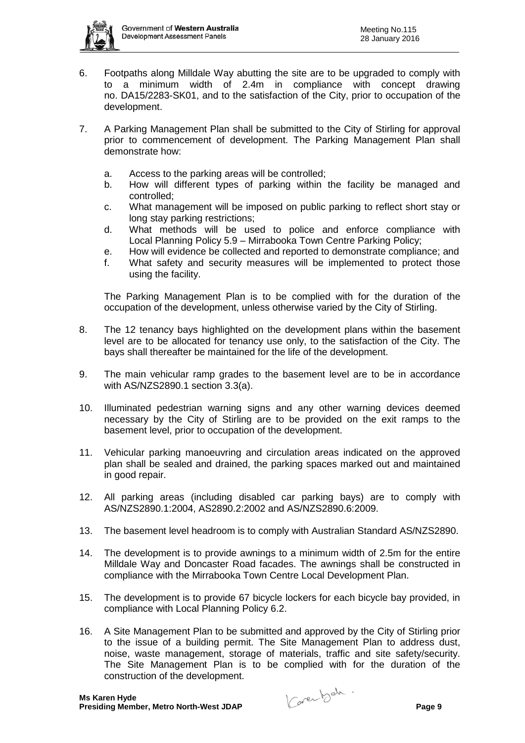6. Footpaths along Milldale Way abutting the site are to be upgraded to comply with to a minimum width of 2.4m in compliance with concept drawing no. DA15/2283-SK01, and to the satisfaction of the City, prior to occupation of the development.

7. A Parking Management Plan shall be submitted to the City of Stirling for approval prior to commencement of development. The Parking Management Plan shall demonstrate how:

   a. Access to the parking areas will be controlled;
   b. How will different types of parking within the facility be managed and controlled;
   c. What management will be imposed on public parking to reflect short stay or long stay parking restrictions;
   d. What methods will be used to police and enforce compliance with Local Planning Policy 5.9 – Mirrabooka Town Centre Parking Policy;
   e. How will evidence be collected and reported to demonstrate compliance; and
   f. What safety and security measures will be implemented to protect those using the facility.

   The Parking Management Plan is to be complied with for the duration of the occupation of the development, unless otherwise varied by the City of Stirling.

8. The 12 tenancy bays highlighted on the development plans within the basement level are to be allocated for tenancy use only, to the satisfaction of the City. The bays shall thereafter be maintained for the life of the development.

9. The main vehicular ramp grades to the basement level are to be in accordance with AS/NZS2890.1 section 3.3(a).

10. Illuminated pedestrian warning signs and any other warning devices deemed necessary by the City of Stirling are to be provided on the exit ramps to the basement level, prior to occupation of the development.

11. Vehicular parking manoeuvring and circulation areas indicated on the approved plan shall be sealed and drained, the parking spaces marked out and maintained in good repair.

12. All parking areas (including disabled car parking bays) are to comply with AS/NZS2890.1:2004, AS2890.2:2002 and AS/NZS2890.6:2009.

13. The basement level headroom is to comply with Australian Standard AS/NZS2890.

14. The development is to provide awnings to a minimum width of 2.5m for the entire Milldale Way and Doncaster Road facades. The awnings shall be constructed in compliance with the Mirrabooka Town Centre Local Development Plan.

15. The development is to provide 67 bicycle lockers for each bicycle bay provided, in compliance with Local Planning Policy 6.2.

16. A Site Management Plan to be submitted and approved by the City of Stirling prior to the issue of a building permit. The Site Management Plan to address dust, noise, waste management, storage of materials, traffic and site safety/security. The Site Management Plan is to be complied with for the duration of the construction of the development.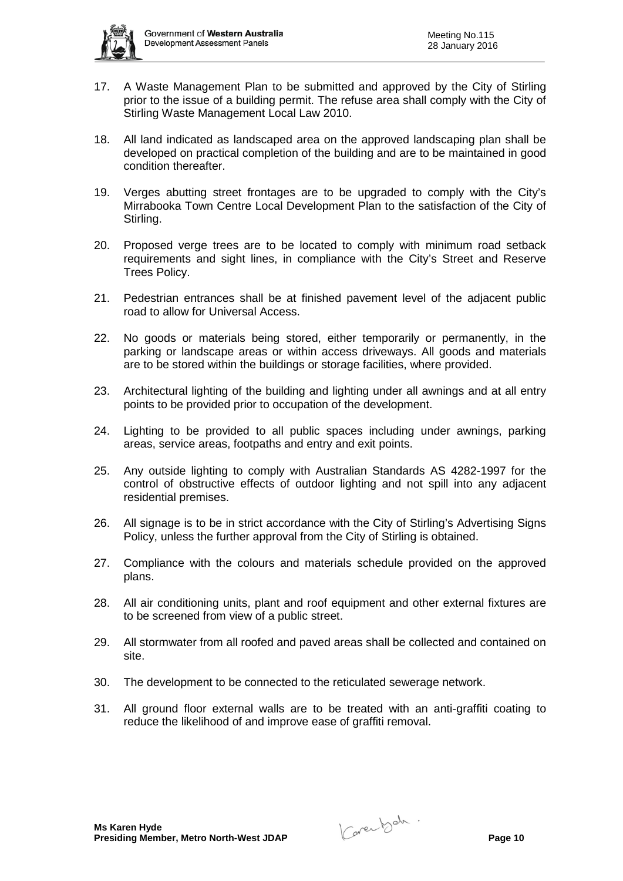17. A Waste Management Plan to be submitted and approved by the City of Stirling prior to the issue of a building permit. The refuse area shall comply with the City of Stirling Waste Management Local Law 2010.

18. All land indicated as landscaped area on the approved landscaping plan shall be developed on practical completion of the building and are to be maintained in good condition thereafter.

19. Verges abutting street frontages are to be upgraded to comply with the City's Mirrabooka Town Centre Local Development Plan to the satisfaction of the City of Stirling.

20. Proposed verge trees are to be located to comply with minimum road setback requirements and sight lines, in compliance with the City's Street and Reserve Trees Policy.

21. Pedestrian entrances shall be at finished pavement level of the adjacent public road to allow for Universal Access.

22. No goods or materials being stored, either temporarily or permanently, in the parking or landscape areas or within access driveways. All goods and materials are to be stored within the buildings or storage facilities, where provided.

23. Architectural lighting of the building and lighting under all awnings and at all entry points to be provided prior to occupation of the development.

24. Lighting to be provided to all public spaces including under awnings, parking areas, service areas, footpaths and entry and exit points.

25. Any outside lighting to comply with Australian Standards AS 4282-1997 for the control of obstructive effects of outdoor lighting and not spill into any adjacent residential premises.

26. All signage is to be in strict accordance with the City of Stirling's Advertising Signs Policy, unless the further approval from the City of Stirling is obtained.

27. Compliance with the colours and materials schedule provided on the approved plans.

28. All air conditioning units, plant and roof equipment and other external fixtures are to be screened from view of a public street.

29. All stormwater from all roofed and paved areas shall be collected and contained on site.

30. The development to be connected to the reticulated sewerage network.

31. All ground floor external walls are to be treated with an anti-graffiti coating to reduce the likelihood of and improve ease of graffiti removal.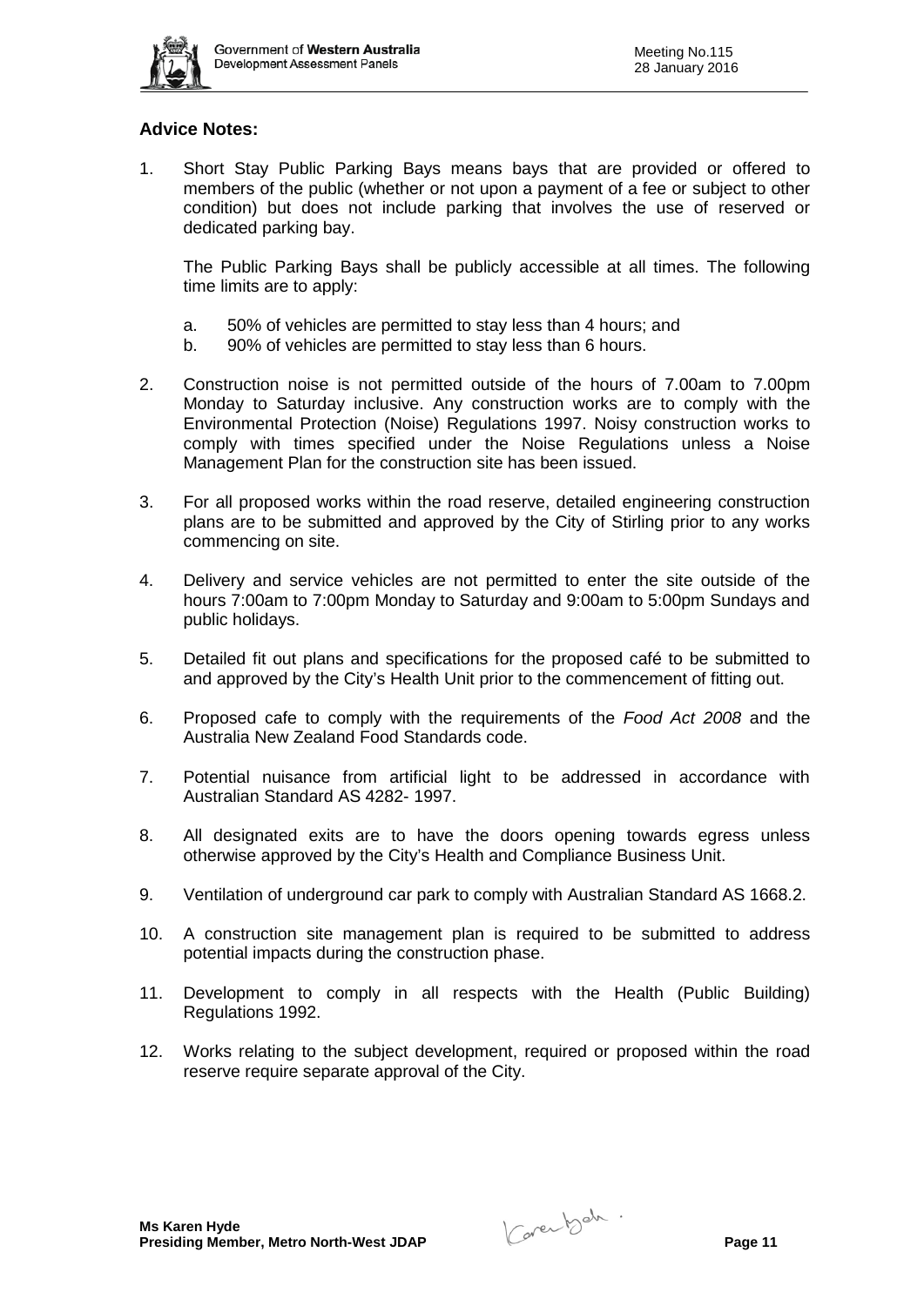**Advice Notes:**

1. Short Stay Public Parking Bays means bays that are provided or offered to members of the public (whether or not upon a payment of a fee or subject to other condition) but does not include parking that involves the use of reserved or dedicated parking bay.

   The Public Parking Bays shall be publicly accessible at all times. The following time limits are to apply:

   a. 50% of vehicles are permitted to stay less than 4 hours; and
   b. 90% of vehicles are permitted to stay less than 6 hours.

2. Construction noise is not permitted outside of the hours of 7.00am to 7.00pm Monday to Saturday inclusive. Any construction works are to comply with the Environmental Protection (Noise) Regulations 1997. Noisy construction works to comply with times specified under the Noise Regulations unless a Noise Management Plan for the construction site has been issued.

3. For all proposed works within the road reserve, detailed engineering construction plans are to be submitted and approved by the City of Stirling prior to any works commencing on site.

4. Delivery and service vehicles are not permitted to enter the site outside of the hours 7:00am to 7:00pm Monday to Saturday and 9:00am to 5:00pm Sundays and public holidays.

5. Detailed fit out plans and specifications for the proposed café to be submitted to and approved by the City's Health Unit prior to the commencement of fitting out.

6. Proposed cafe to comply with the requirements of the *Food Act 2008* and the Australia New Zealand Food Standards code.

7. Potential nuisance from artificial light to be addressed in accordance with Australian Standard AS 4282- 1997.

8. All designated exits are to have the doors opening towards egress unless otherwise approved by the City's Health and Compliance Business Unit.

9. Ventilation of underground car park to comply with Australian Standard AS 1668.2.

10. A construction site management plan is required to be submitted to address potential impacts during the construction phase.

11. Development to comply in all respects with the Health (Public Building) Regulations 1992.

12. Works relating to the subject development, required or proposed within the road reserve require separate approval of the City.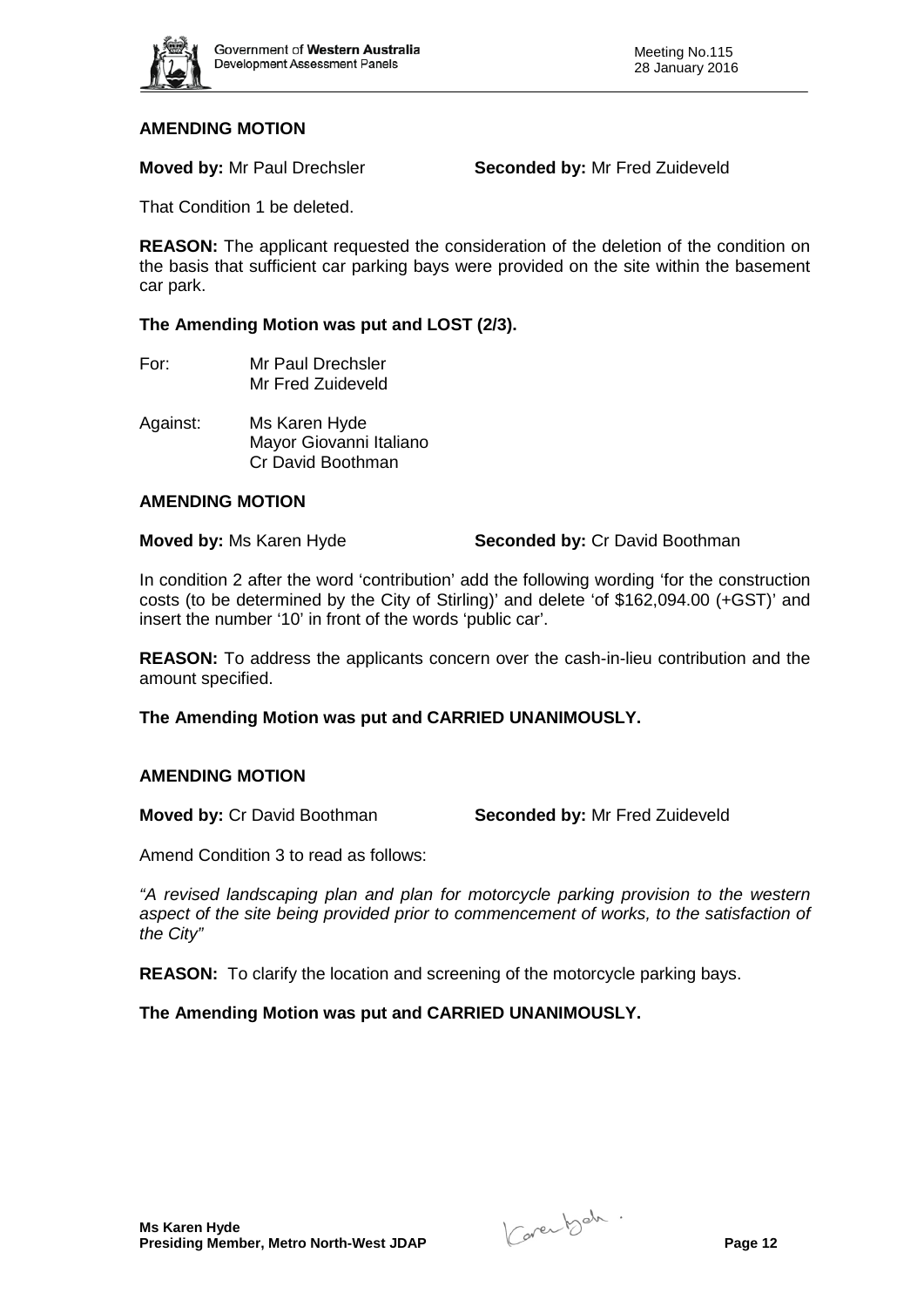**AMENDING MOTION**

**Moved by:** Mr Paul Drechsler **Seconded by:** Mr Fred Zuideveld

That Condition 1 be deleted.

**REASON:** The applicant requested the consideration of the deletion of the condition on the basis that sufficient car parking bays were provided on the site within the basement car park.

**The Amending Motion was put and LOST (2/3).**

For: Mr Paul Drechsler
Mr Fred Zuideveld

Against: Ms Karen Hyde
Mayor Giovanni Italiano
Cr David Boothman

**AMENDING MOTION**

**Moved by:** Ms Karen Hyde **Seconded by:** Cr David Boothman

In condition 2 after the word 'contribution' add the following wording 'for the construction costs (to be determined by the City of Stirling)' and delete 'of $162,094.00 (+GST)' and insert the number '10' in front of the words 'public car'.

**REASON:** To address the applicants concern over the cash-in-lieu contribution and the amount specified.

**The Amending Motion was put and CARRIED UNANIMOUSLY.**

**AMENDING MOTION**

**Moved by:** Cr David Boothman **Seconded by:** Mr Fred Zuideveld

Amend Condition 3 to read as follows:

*"A revised landscaping plan and plan for motorcycle parking provision to the western aspect of the site being provided prior to commencement of works, to the satisfaction of the City"*

**REASON:** To clarify the location and screening of the motorcycle parking bays.

**The Amending Motion was put and CARRIED UNANIMOUSLY.**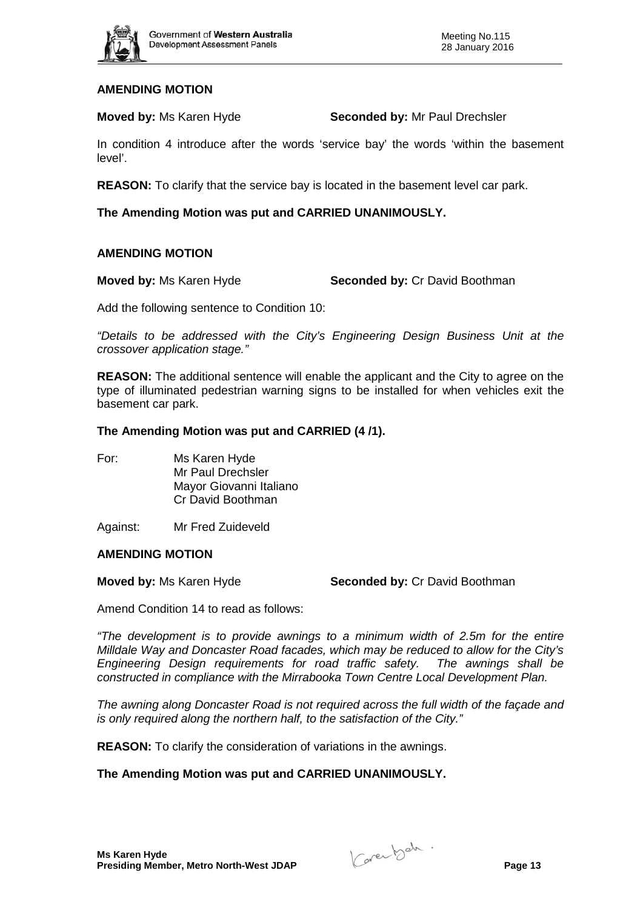**AMENDING MOTION**

**Moved by:** Ms Karen Hyde **Seconded by:** Mr Paul Drechsler

In condition 4 introduce after the words 'service bay' the words 'within the basement level'.

**REASON:** To clarify that the service bay is located in the basement level car park.

**The Amending Motion was put and CARRIED UNANIMOUSLY.**

**AMENDING MOTION**

**Moved by:** Ms Karen Hyde **Seconded by:** Cr David Boothman

Add the following sentence to Condition 10:

*"Details to be addressed with the City's Engineering Design Business Unit at the crossover application stage."*

**REASON:** The additional sentence will enable the applicant and the City to agree on the type of illuminated pedestrian warning signs to be installed for when vehicles exit the basement car park.

**The Amending Motion was put and CARRIED (4 /1).**

For: Ms Karen Hyde
Mr Paul Drechsler
Mayor Giovanni Italiano
Cr David Boothman

Against: Mr Fred Zuideveld

**AMENDING MOTION**

**Moved by:** Ms Karen Hyde **Seconded by:** Cr David Boothman

Amend Condition 14 to read as follows:

*"The development is to provide awnings to a minimum width of 2.5m for the entire Milldale Way and Doncaster Road facades, which may be reduced to allow for the City's Engineering Design requirements for road traffic safety. The awnings shall be constructed in compliance with the Mirrabooka Town Centre Local Development Plan.*

*The awning along Doncaster Road is not required across the full width of the façade and is only required along the northern half, to the satisfaction of the City."*

**REASON:** To clarify the consideration of variations in the awnings.

**The Amending Motion was put and CARRIED UNANIMOUSLY.**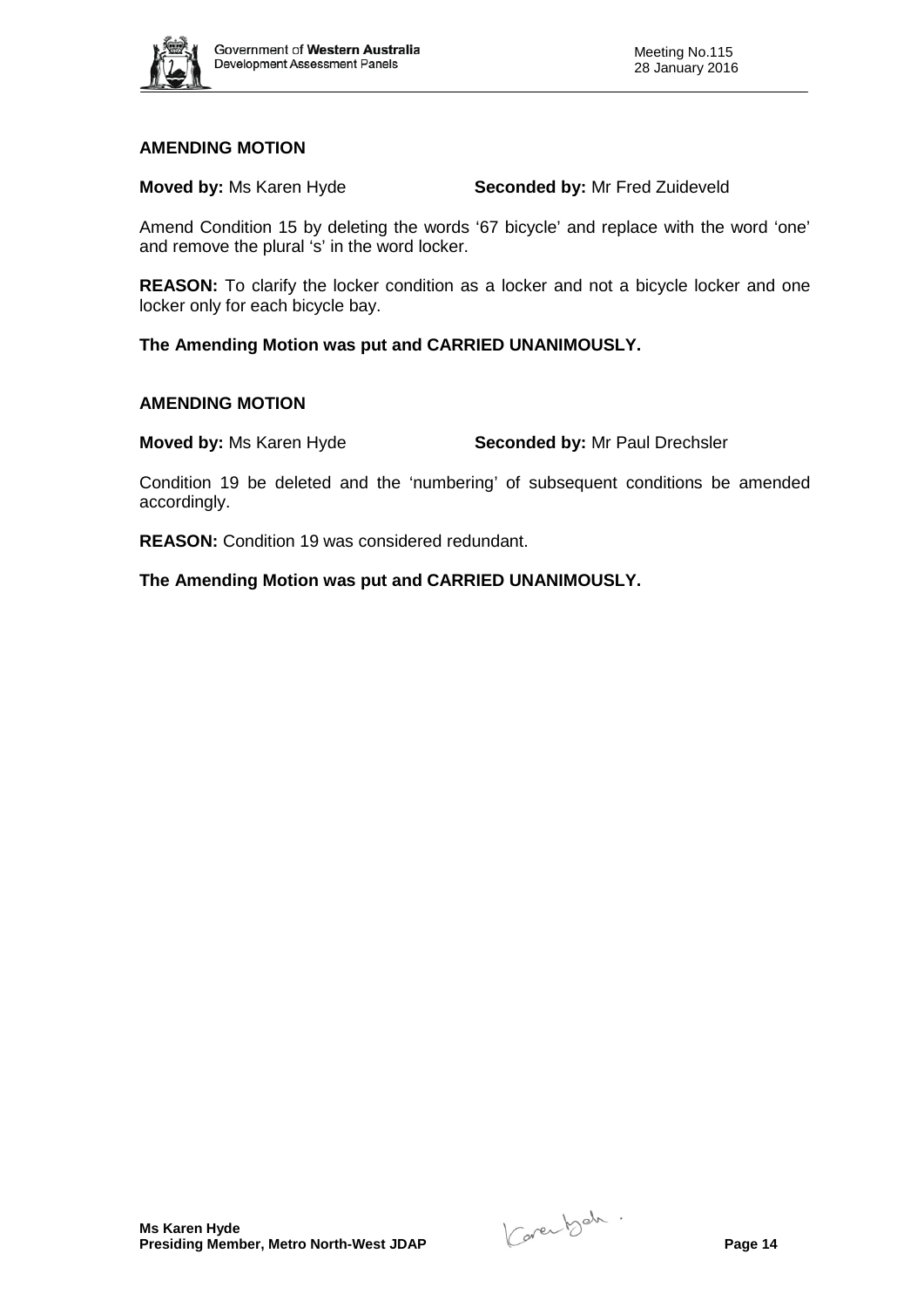**AMENDING MOTION**

**Moved by:** Ms Karen Hyde **Seconded by:** Mr Fred Zuideveld

Amend Condition 15 by deleting the words '67 bicycle' and replace with the word 'one' and remove the plural 's' in the word locker.

**REASON:** To clarify the locker condition as a locker and not a bicycle locker and one locker only for each bicycle bay.

**The Amending Motion was put and CARRIED UNANIMOUSLY.**

**AMENDING MOTION**

**Moved by:** Ms Karen Hyde **Seconded by:** Mr Paul Drechsler

Condition 19 be deleted and the 'numbering' of subsequent conditions be amended accordingly.

**REASON:** Condition 19 was considered redundant.

**The Amending Motion was put and CARRIED UNANIMOUSLY.**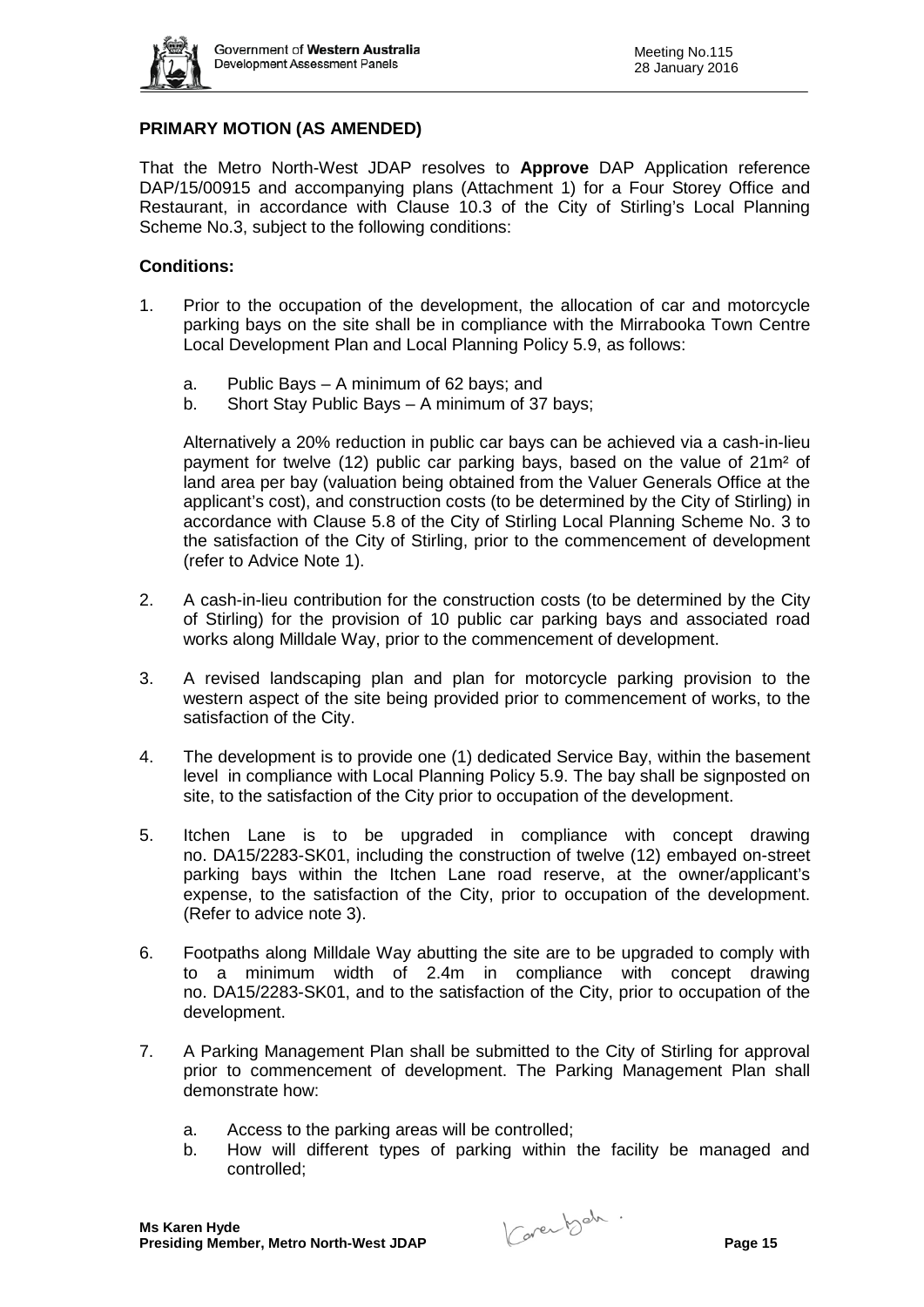## PRIMARY MOTION (AS AMENDED)

That the Metro North-West JDAP resolves to **Approve** DAP Application reference DAP/15/00915 and accompanying plans (Attachment 1) for a Four Storey Office and Restaurant, in accordance with Clause 10.3 of the City of Stirling's Local Planning Scheme No.3, subject to the following conditions:

### Conditions:

1. Prior to the occupation of the development, the allocation of car and motorcycle parking bays on the site shall be in compliance with the Mirrabooka Town Centre Local Development Plan and Local Planning Policy 5.9, as follows:

   a. Public Bays – A minimum of 62 bays; and
   b. Short Stay Public Bays – A minimum of 37 bays;

   Alternatively a 20% reduction in public car bays can be achieved via a cash-in-lieu payment for twelve (12) public car parking bays, based on the value of 21m² of land area per bay (valuation being obtained from the Valuer Generals Office at the applicant's cost), and construction costs (to be determined by the City of Stirling) in accordance with Clause 5.8 of the City of Stirling Local Planning Scheme No. 3 to the satisfaction of the City of Stirling, prior to the commencement of development (refer to Advice Note 1).

2. A cash-in-lieu contribution for the construction costs (to be determined by the City of Stirling) for the provision of 10 public car parking bays and associated road works along Milldale Way, prior to the commencement of development.

3. A revised landscaping plan and plan for motorcycle parking provision to the western aspect of the site being provided prior to commencement of works, to the satisfaction of the City.

4. The development is to provide one (1) dedicated Service Bay, within the basement level in compliance with Local Planning Policy 5.9. The bay shall be signposted on site, to the satisfaction of the City prior to occupation of the development.

5. Itchen Lane is to be upgraded in compliance with concept drawing no. DA15/2283-SK01, including the construction of twelve (12) embayed on-street parking bays within the Itchen Lane road reserve, at the owner/applicant's expense, to the satisfaction of the City, prior to occupation of the development. (Refer to advice note 3).

6. Footpaths along Milldale Way abutting the site are to be upgraded to comply with to a minimum width of 2.4m in compliance with concept drawing no. DA15/2283-SK01, and to the satisfaction of the City, prior to occupation of the development.

7. A Parking Management Plan shall be submitted to the City of Stirling for approval prior to commencement of development. The Parking Management Plan shall demonstrate how:

   a. Access to the parking areas will be controlled;
   b. How will different types of parking within the facility be managed and controlled;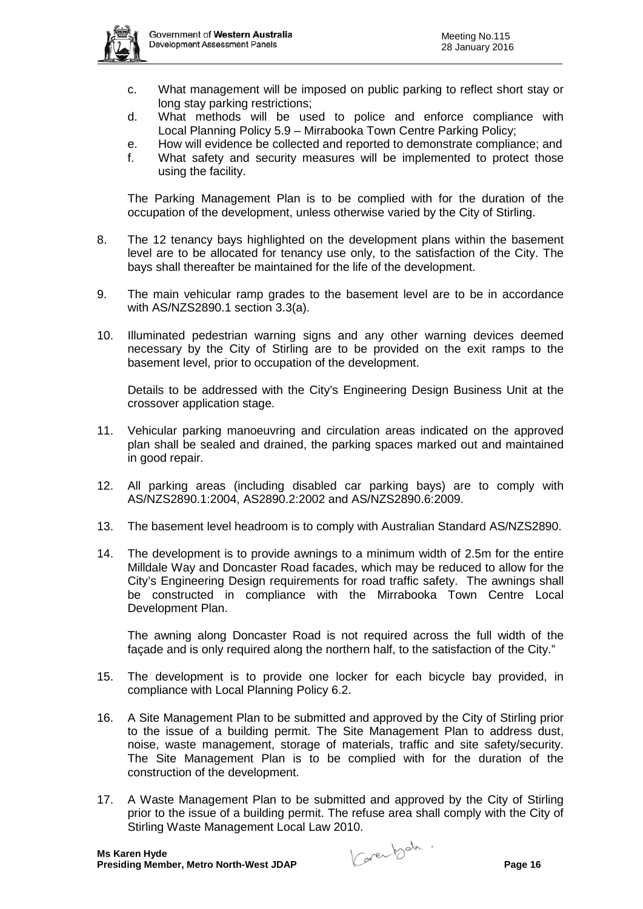c. What management will be imposed on public parking to reflect short stay or long stay parking restrictions;
d. What methods will be used to police and enforce compliance with Local Planning Policy 5.9 – Mirrabooka Town Centre Parking Policy;
e. How will evidence be collected and reported to demonstrate compliance; and
f. What safety and security measures will be implemented to protect those using the facility.

The Parking Management Plan is to be complied with for the duration of the occupation of the development, unless otherwise varied by the City of Stirling.

8. The 12 tenancy bays highlighted on the development plans within the basement level are to be allocated for tenancy use only, to the satisfaction of the City. The bays shall thereafter be maintained for the life of the development.

9. The main vehicular ramp grades to the basement level are to be in accordance with AS/NZS2890.1 section 3.3(a).

10. Illuminated pedestrian warning signs and any other warning devices deemed necessary by the City of Stirling are to be provided on the exit ramps to the basement level, prior to occupation of the development.

    Details to be addressed with the City's Engineering Design Business Unit at the crossover application stage.

11. Vehicular parking manoeuvring and circulation areas indicated on the approved plan shall be sealed and drained, the parking spaces marked out and maintained in good repair.

12. All parking areas (including disabled car parking bays) are to comply with AS/NZS2890.1:2004, AS2890.2:2002 and AS/NZS2890.6:2009.

13. The basement level headroom is to comply with Australian Standard AS/NZS2890.

14. The development is to provide awnings to a minimum width of 2.5m for the entire Milldale Way and Doncaster Road facades, which may be reduced to allow for the City's Engineering Design requirements for road traffic safety. The awnings shall be constructed in compliance with the Mirrabooka Town Centre Local Development Plan.

    The awning along Doncaster Road is not required across the full width of the façade and is only required along the northern half, to the satisfaction of the City."

15. The development is to provide one locker for each bicycle bay provided, in compliance with Local Planning Policy 6.2.

16. A Site Management Plan to be submitted and approved by the City of Stirling prior to the issue of a building permit. The Site Management Plan to address dust, noise, waste management, storage of materials, traffic and site safety/security. The Site Management Plan is to be complied with for the duration of the construction of the development.

17. A Waste Management Plan to be submitted and approved by the City of Stirling prior to the issue of a building permit. The refuse area shall comply with the City of Stirling Waste Management Local Law 2010.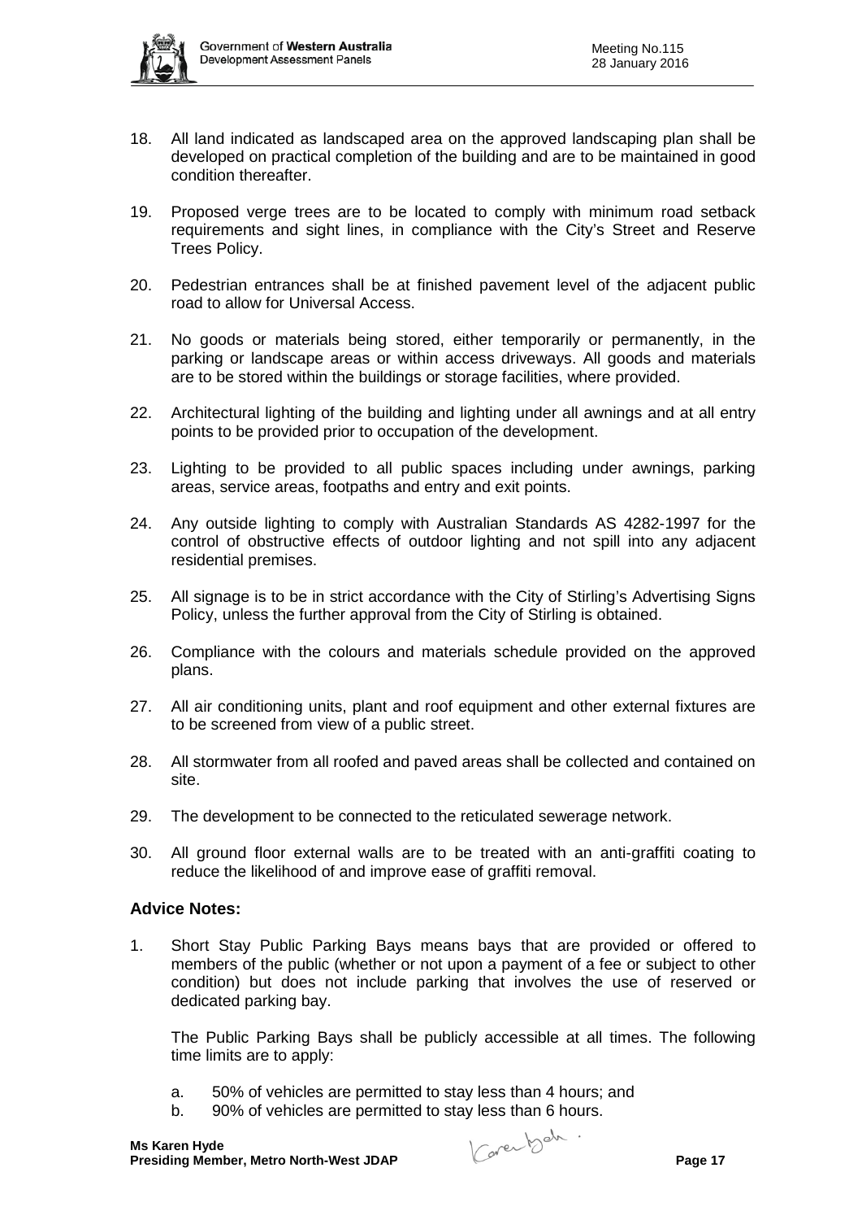18. All land indicated as landscaped area on the approved landscaping plan shall be developed on practical completion of the building and are to be maintained in good condition thereafter.

19. Proposed verge trees are to be located to comply with minimum road setback requirements and sight lines, in compliance with the City's Street and Reserve Trees Policy.

20. Pedestrian entrances shall be at finished pavement level of the adjacent public road to allow for Universal Access.

21. No goods or materials being stored, either temporarily or permanently, in the parking or landscape areas or within access driveways. All goods and materials are to be stored within the buildings or storage facilities, where provided.

22. Architectural lighting of the building and lighting under all awnings and at all entry points to be provided prior to occupation of the development.

23. Lighting to be provided to all public spaces including under awnings, parking areas, service areas, footpaths and entry and exit points.

24. Any outside lighting to comply with Australian Standards AS 4282-1997 for the control of obstructive effects of outdoor lighting and not spill into any adjacent residential premises.

25. All signage is to be in strict accordance with the City of Stirling's Advertising Signs Policy, unless the further approval from the City of Stirling is obtained.

26. Compliance with the colours and materials schedule provided on the approved plans.

27. All air conditioning units, plant and roof equipment and other external fixtures are to be screened from view of a public street.

28. All stormwater from all roofed and paved areas shall be collected and contained on site.

29. The development to be connected to the reticulated sewerage network.

30. All ground floor external walls are to be treated with an anti-graffiti coating to reduce the likelihood of and improve ease of graffiti removal.

### Advice Notes:

1. Short Stay Public Parking Bays means bays that are provided or offered to members of the public (whether or not upon a payment of a fee or subject to other condition) but does not include parking that involves the use of reserved or dedicated parking bay.

   The Public Parking Bays shall be publicly accessible at all times. The following time limits are to apply:

   a. 50% of vehicles are permitted to stay less than 4 hours; and
   b. 90% of vehicles are permitted to stay less than 6 hours.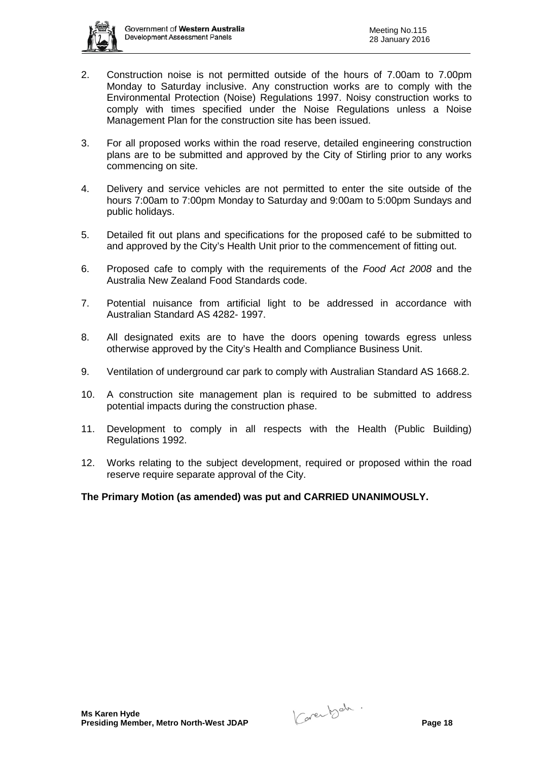2. Construction noise is not permitted outside of the hours of 7.00am to 7.00pm Monday to Saturday inclusive. Any construction works are to comply with the Environmental Protection (Noise) Regulations 1997. Noisy construction works to comply with times specified under the Noise Regulations unless a Noise Management Plan for the construction site has been issued.

3. For all proposed works within the road reserve, detailed engineering construction plans are to be submitted and approved by the City of Stirling prior to any works commencing on site.

4. Delivery and service vehicles are not permitted to enter the site outside of the hours 7:00am to 7:00pm Monday to Saturday and 9:00am to 5:00pm Sundays and public holidays.

5. Detailed fit out plans and specifications for the proposed café to be submitted to and approved by the City's Health Unit prior to the commencement of fitting out.

6. Proposed cafe to comply with the requirements of the *Food Act 2008* and the Australia New Zealand Food Standards code.

7. Potential nuisance from artificial light to be addressed in accordance with Australian Standard AS 4282- 1997.

8. All designated exits are to have the doors opening towards egress unless otherwise approved by the City's Health and Compliance Business Unit.

9. Ventilation of underground car park to comply with Australian Standard AS 1668.2.

10. A construction site management plan is required to be submitted to address potential impacts during the construction phase.

11. Development to comply in all respects with the Health (Public Building) Regulations 1992.

12. Works relating to the subject development, required or proposed within the road reserve require separate approval of the City.

**The Primary Motion (as amended) was put and CARRIED UNANIMOUSLY.**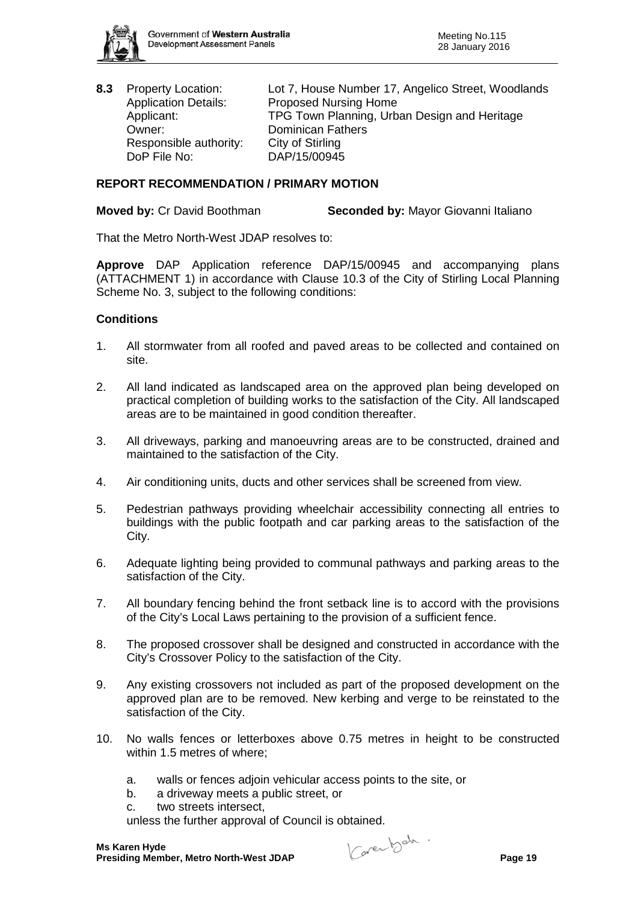**8.3** Property Location: Lot 7, House Number 17, Angelico Street, Woodlands
Application Details: Proposed Nursing Home
Applicant: TPG Town Planning, Urban Design and Heritage
Owner: Dominican Fathers
Responsible authority: City of Stirling
DoP File No: DAP/15/00945

**REPORT RECOMMENDATION / PRIMARY MOTION**

**Moved by:** Cr David Boothman **Seconded by:** Mayor Giovanni Italiano

That the Metro North-West JDAP resolves to:

**Approve** DAP Application reference DAP/15/00945 and accompanying plans (ATTACHMENT 1) in accordance with Clause 10.3 of the City of Stirling Local Planning Scheme No. 3, subject to the following conditions:

**Conditions**

1. All stormwater from all roofed and paved areas to be collected and contained on site.

2. All land indicated as landscaped area on the approved plan being developed on practical completion of building works to the satisfaction of the City. All landscaped areas are to be maintained in good condition thereafter.

3. All driveways, parking and manoeuvring areas are to be constructed, drained and maintained to the satisfaction of the City.

4. Air conditioning units, ducts and other services shall be screened from view.

5. Pedestrian pathways providing wheelchair accessibility connecting all entries to buildings with the public footpath and car parking areas to the satisfaction of the City.

6. Adequate lighting being provided to communal pathways and parking areas to the satisfaction of the City.

7. All boundary fencing behind the front setback line is to accord with the provisions of the City's Local Laws pertaining to the provision of a sufficient fence.

8. The proposed crossover shall be designed and constructed in accordance with the City's Crossover Policy to the satisfaction of the City.

9. Any existing crossovers not included as part of the proposed development on the approved plan are to be removed. New kerbing and verge to be reinstated to the satisfaction of the City.

10. No walls fences or letterboxes above 0.75 metres in height to be constructed within 1.5 metres of where;

    a. walls or fences adjoin vehicular access points to the site, or
    b. a driveway meets a public street, or
    c. two streets intersect,

    unless the further approval of Council is obtained.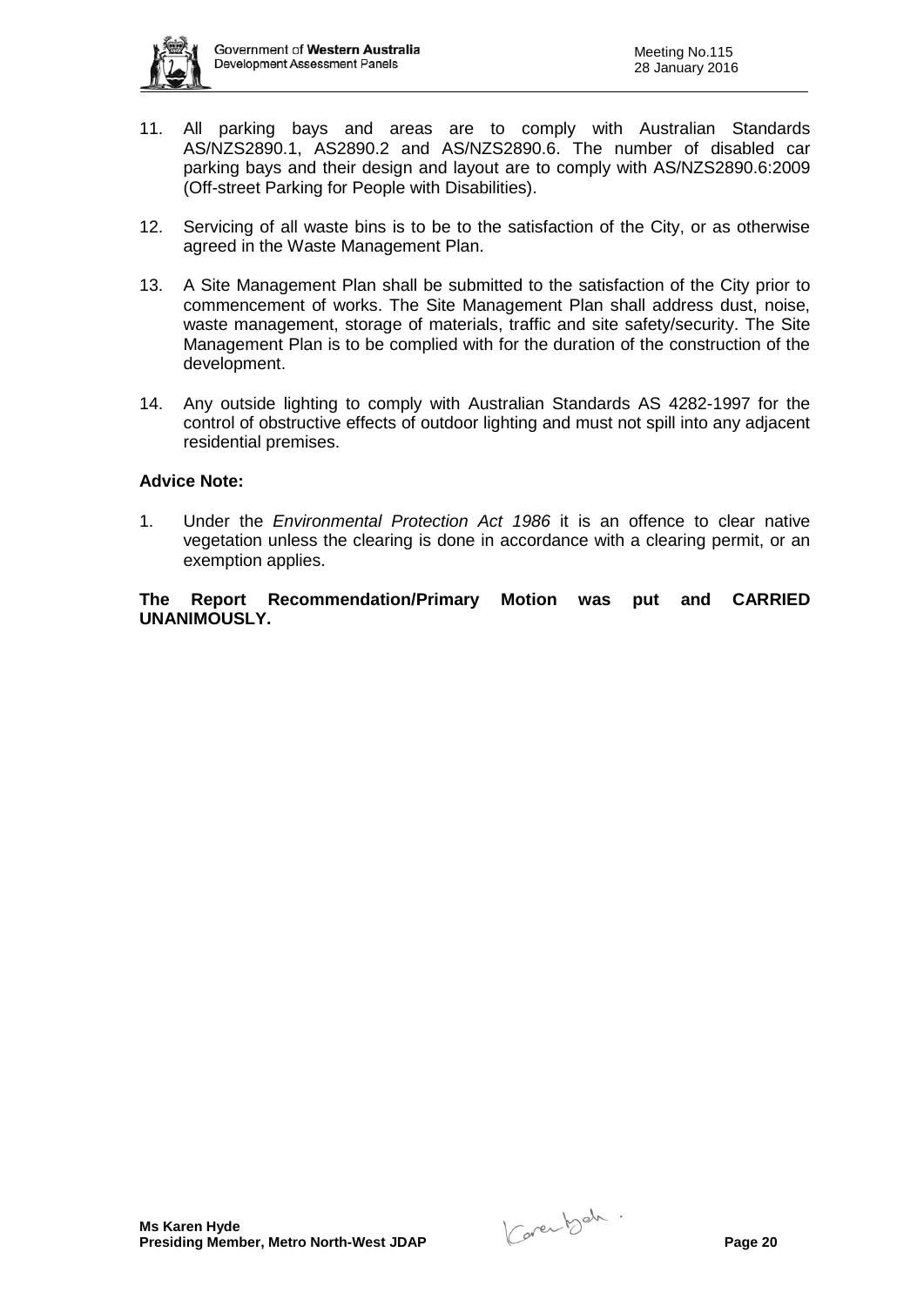11. All parking bays and areas are to comply with Australian Standards AS/NZS2890.1, AS2890.2 and AS/NZS2890.6. The number of disabled car parking bays and their design and layout are to comply with AS/NZS2890.6:2009 (Off-street Parking for People with Disabilities).

12. Servicing of all waste bins is to be to the satisfaction of the City, or as otherwise agreed in the Waste Management Plan.

13. A Site Management Plan shall be submitted to the satisfaction of the City prior to commencement of works. The Site Management Plan shall address dust, noise, waste management, storage of materials, traffic and site safety/security. The Site Management Plan is to be complied with for the duration of the construction of the development.

14. Any outside lighting to comply with Australian Standards AS 4282-1997 for the control of obstructive effects of outdoor lighting and must not spill into any adjacent residential premises.

**Advice Note:**

1. Under the *Environmental Protection Act 1986* it is an offence to clear native vegetation unless the clearing is done in accordance with a clearing permit, or an exemption applies.

**The Report Recommendation/Primary Motion was put and CARRIED UNANIMOUSLY.**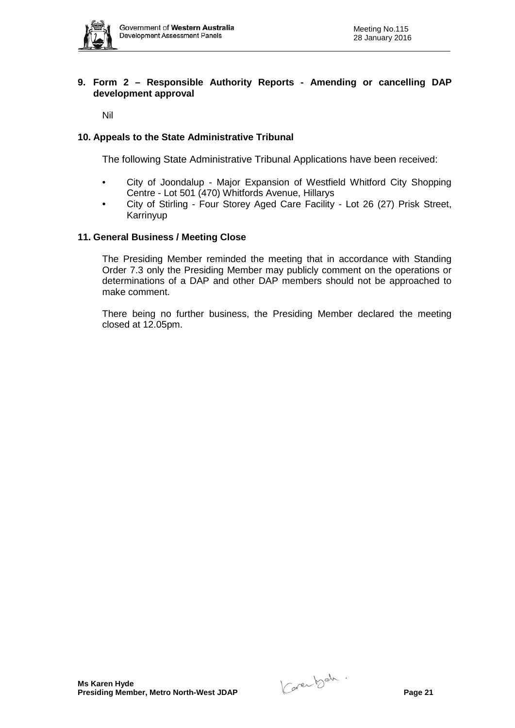## 9. Form 2 – Responsible Authority Reports - Amending or cancelling DAP development approval

Nil

## 10. Appeals to the State Administrative Tribunal

The following State Administrative Tribunal Applications have been received:

- City of Joondalup - Major Expansion of Westfield Whitford City Shopping Centre - Lot 501 (470) Whitfords Avenue, Hillarys
- City of Stirling - Four Storey Aged Care Facility - Lot 26 (27) Prisk Street, Karrinyup

## 11. General Business / Meeting Close

The Presiding Member reminded the meeting that in accordance with Standing Order 7.3 only the Presiding Member may publicly comment on the operations or determinations of a DAP and other DAP members should not be approached to make comment.

There being no further business, the Presiding Member declared the meeting closed at 12.05pm.